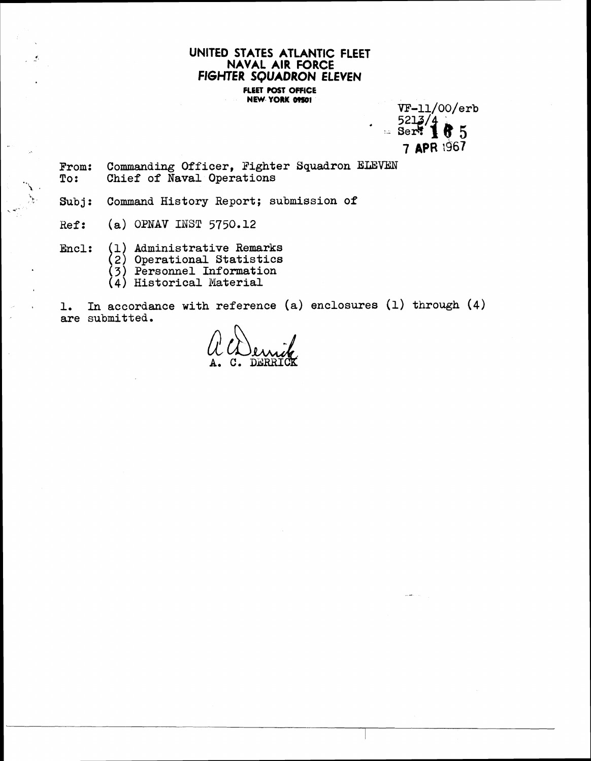**UNITED STATES ATLANTIC FLEET**
**NAVAL AIR FORCE**
***FIGHTER SQUADRON ELEVEN***
**FLEET POST OFFICE**
**NEW YORK 09501**

VF-11/00/erb
5213/4
Ser: 165
7 APR 1967

From: Commanding Officer, Fighter Squadron ELEVEN
To: Chief of Naval Operations

Subj: Command History Report; submission of

Ref: (a) OPNAV INST 5750.12

Encl: (1) Administrative Remarks
(2) Operational Statistics
(3) Personnel Information
(4) Historical Material

1. In accordance with reference (a) enclosures (1) through (4) are submitted.

A. C. DERRICK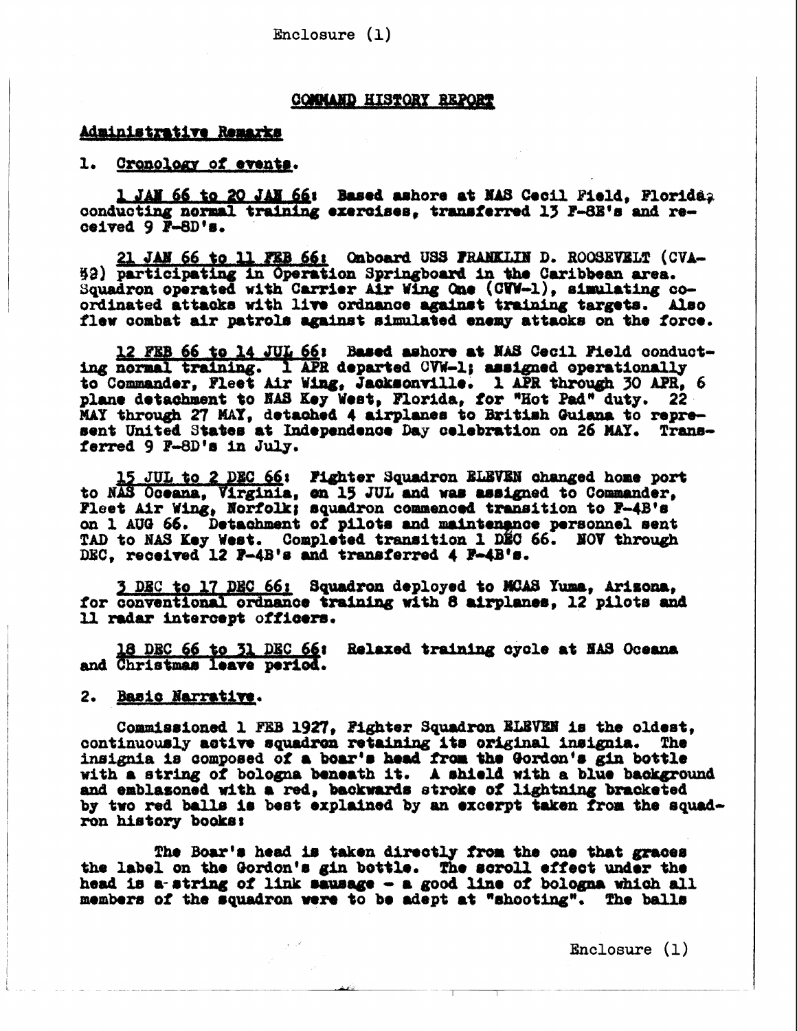Enclosure (1)

## COMMAND HISTORY REPORT

### Administrative Remarks

1. Cronology of events.

<u>1 JAN 66 to 20 JAN 66</u>: Based ashore at NAS Cecil Field, Florida, conducting normal training exercises, transferred 13 F-8E's and received 9 F-8D's.

<u>21 JAN 66 to 11 FEB 66</u>: Onboard USS FRANKLIN D. ROOSEVELT (CVA-42) participating in Operation Springboard in the Caribbean area. Squadron operated with Carrier Air Wing One (CVW-1), simulating coordinated attacks with live ordnance against training targets. Also flew combat air patrols against simulated enemy attacks on the force.

<u>12 FEB 66 to 14 JUL 66</u>: Based ashore at NAS Cecil Field conducting normal training. 1 APR departed CVW-1; assigned operationally to Commander, Fleet Air Wing, Jacksonville. 1 APR through 30 APR, 6 plane detachment to NAS Key West, Florida, for "Hot Pad" duty. 22 MAY through 27 MAY, detached 4 airplanes to British Guiana to represent United States at Independence Day celebration on 26 MAY. Transferred 9 F-8D's in July.

<u>15 JUL to 2 DEC 66</u>: Fighter Squadron ELEVEN changed home port to NAS Oceana, Virginia, on 15 JUL and was assigned to Commander, Fleet Air Wing, Norfolk; squadron commenced transition to F-4B's on 1 AUG 66. Detachment of pilots and maintenance personnel sent TAD to NAS Key West. Completed transition 1 DEC 66. NOV through DEC, received 12 F-4B's and transferred 4 F-4B's.

<u>3 DEC to 17 DEC 66</u>: Squadron deployed to MCAS Yuma, Arizona, for conventional ordnance training with 8 airplanes, 12 pilots and 11 radar intercept officers.

<u>18 DEC 66 to 31 DEC 66</u>: Relaxed training cycle at NAS Oceana and Christmas leave period.

2. Basic Narrative.

Commissioned 1 FEB 1927, Fighter Squadron ELEVEN is the oldest, continuously active squadron retaining its original insignia. The insignia is composed of a boar's head from the Gordon's gin bottle with a string of bologna beneath it. A shield with a blue background and emblasoned with a red, backwards stroke of lightning bracketed by two red balls is best explained by an excerpt taken from the squadron history books:

The Boar's head is taken directly from the one that graces the label on the Gordon's gin bottle. The scroll effect under the head is a string of link sausage - a good line of bologna which all members of the squadron were to be adept at "shooting". The balls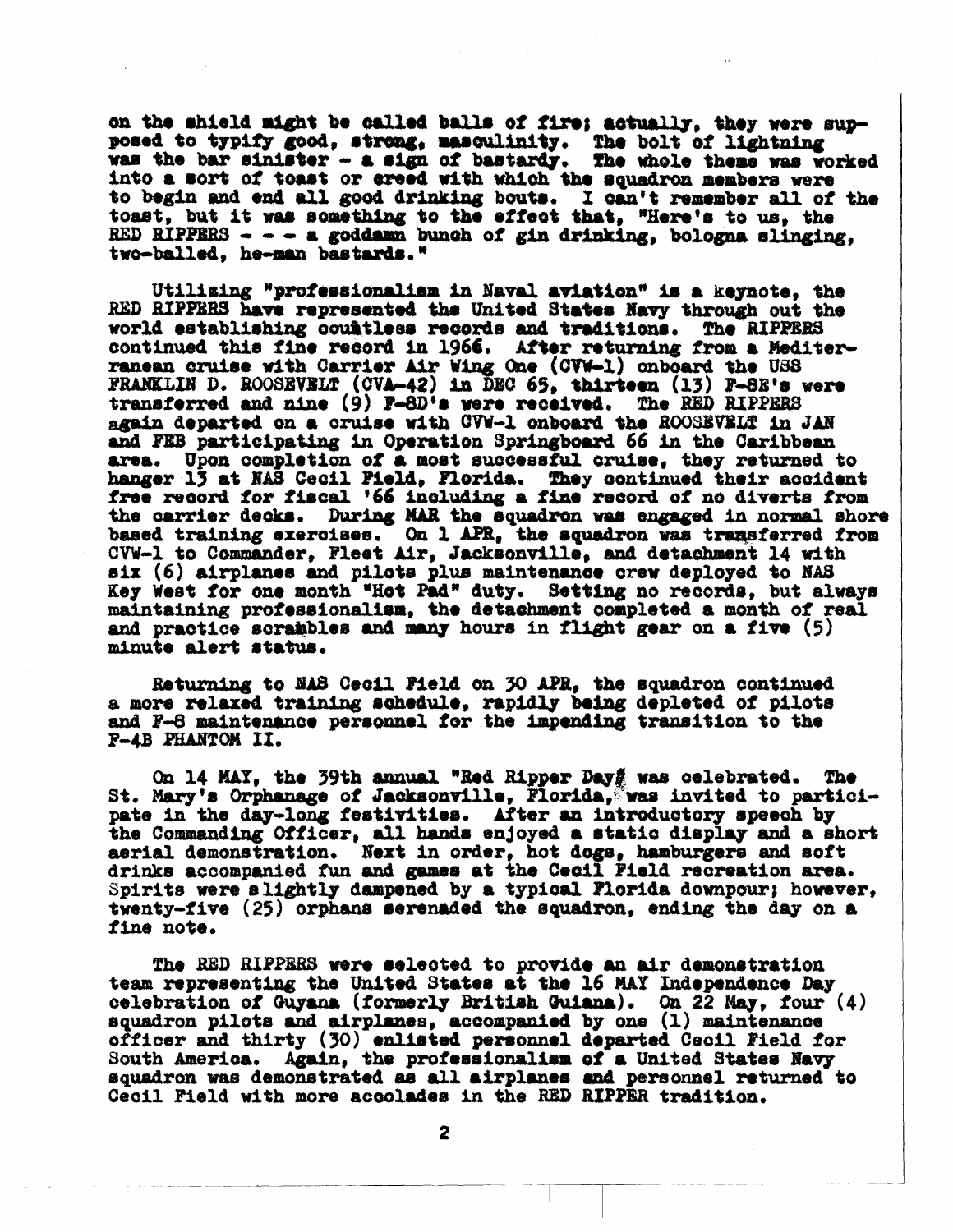on the shield might be called balls of fire; actually, they were supposed to typify good, strong, masculinity. The bolt of lightning was the bar sinister - a sign of bastardy. The whole theme was worked into a sort of toast or creed with which the squadron members were to begin and end all good drinking bouts. I can't remember all of the toast, but it was something to the effect that, "Here's to us, the RED RIPPERS - - - a goddamn bunch of gin drinking, bologna slinging, two-balled, he-man bastards."

Utilizing "professionalism in Naval aviation" is a keynote, the RED RIPPERS have represented the United States Navy through out the world establishing countless records and traditions. The RIPPERS continued this fine record in 1966. After returning from a Mediterranean cruise with Carrier Air Wing One (CVW-1) onboard the USS FRANKLIN D. ROOSEVELT (CVA-42) in DEC 65, thirteen (13) F-8E's were transferred and nine (9) F-8D's were received. The RED RIPPERS again departed on a cruise with CVW-1 onboard the ROOSEVELT in JAN and FEB participating in Operation Springboard 66 in the Caribbean area. Upon completion of a most successful cruise, they returned to hanger 13 at NAS Cecil Field, Florida. They continued their accident free record for fiscal '66 including a fine record of no diverts from the carrier decks. During MAR the squadron was engaged in normal shore based training exercises. On 1 APR, the squadron was transferred from CVW-1 to Commander, Fleet Air, Jacksonville, and detachment 14 with six (6) airplanes and pilots plus maintenance crew deployed to NAS Key West for one month "Hot Pad" duty. Setting no records, but always maintaining professionalism, the detachment completed a month of real and practice scrambles and many hours in flight gear on a five (5) minute alert status.

Returning to NAS Cecil Field on 30 APR, the squadron continued a more relaxed training schedule, rapidly being depleted of pilots and F-8 maintenance personnel for the impending transition to the F-4B PHANTOM II.

On 14 MAY, the 39th annual "Red Ripper Day" was celebrated. The St. Mary's Orphanage of Jacksonville, Florida, was invited to participate in the day-long festivities. After an introductory speech by the Commanding Officer, all hands enjoyed a static display and a short aerial demonstration. Next in order, hot dogs, hamburgers and soft drinks accompanied fun and games at the Cecil Field recreation area. Spirits were slightly dampened by a typical Florida downpour; however, twenty-five (25) orphans serenaded the squadron, ending the day on a fine note.

The RED RIPPERS were selected to provide an air demonstration team representing the United States at the 16 MAY Independence Day celebration of Guyana (formerly British Guiana). On 22 May, four (4) squadron pilots and airplanes, accompanied by one (1) maintenance officer and thirty (30) enlisted personnel departed Cecil Field for South America. Again, the professionalism of a United States Navy squadron was demonstrated as all airplanes and personnel returned to Cecil Field with more accolades in the RED RIPPER tradition.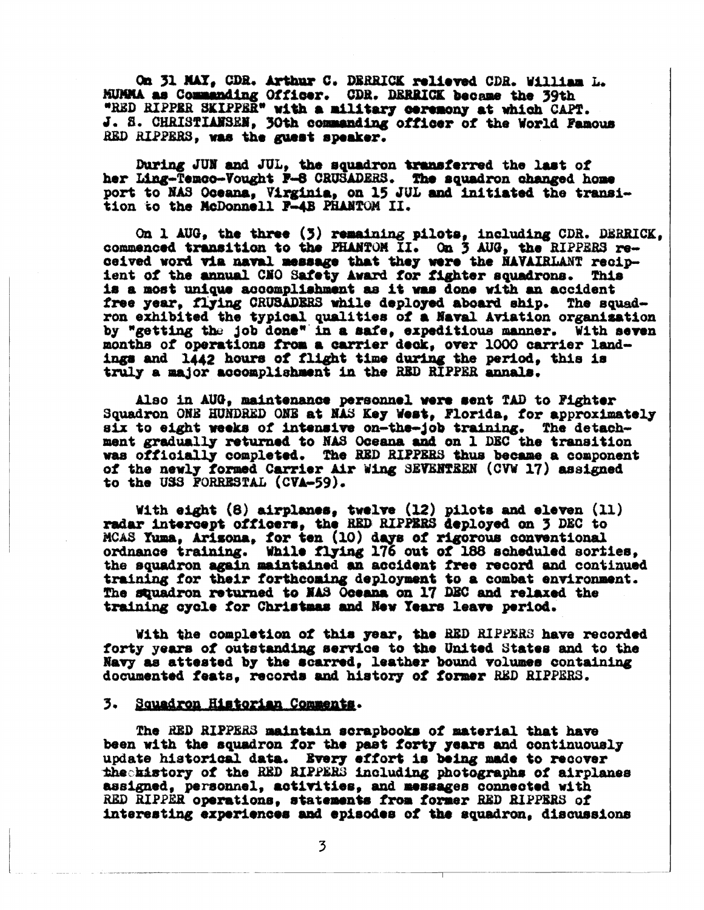On 31 MAY, CDR. Arthur C. DERRICK relieved CDR. William L. MUMMA as Commanding Officer. CDR. DERRICK became the 39th "RED RIPPER SKIPPER" with a military ceremony at which CAPT. J. S. CHRISTIANSEN, 30th commanding officer of the World Famous RED RIPPERS, was the guest speaker.

During JUN and JUL, the squadron transferred the last of her Ling-Temco-Vought F-8 CRUSADERS. The squadron changed home port to NAS Oceana, Virginia, on 15 JUL and initiated the transition to the McDonnell F-4B PHANTOM II.

On 1 AUG, the three (3) remaining pilots, including CDR. DERRICK, commenced transition to the PHANTOM II. On 3 AUG, the RIPPERS received word via naval message that they were the NAVAIRLANT recipient of the annual CNO Safety Award for fighter squadrons. This is a most unique accomplishment as it was done with an accident free year, flying CRUSADERS while deployed aboard ship. The squadron exhibited the typical qualities of a Naval Aviation organization by "getting the job done" in a safe, expeditious manner. With seven months of operations from a carrier deck, over 1000 carrier landings and 1442 hours of flight time during the period, this is truly a major accomplishment in the RED RIPPER annals.

Also in AUG, maintenance personnel were sent TAD to Fighter Squadron ONE HUNDRED ONE at NAS Key West, Florida, for approximately six to eight weeks of intensive on-the-job training. The detachment gradually returned to NAS Oceana and on 1 DEC the transition was officially completed. The RED RIPPERS thus became a component of the newly formed Carrier Air Wing SEVENTEEN (CVW 17) assigned to the USS FORRESTAL (CVA-59).

With eight (8) airplanes, twelve (12) pilots and eleven (11) radar intercept officers, the RED RIPPERS deployed on 3 DEC to MCAS Yuma, Arizona, for ten (10) days of rigorous conventional ordnance training. While flying 176 out of 188 scheduled sorties, the squadron again maintained an accident free record and continued training for their forthcoming deployment to a combat environment. The squadron returned to NAS Oceana on 17 DEC and relaxed the training cycle for Christmas and New Years leave period.

With the completion of this year, the RED RIPPERS have recorded forty years of outstanding service to the United States and to the Navy as attested by the scarred, leather bound volumes containing documented feats, records and history of former RED RIPPERS.

3. Squadron Historian Comments.

The RED RIPPERS maintain scrapbooks of material that have been with the squadron for the past forty years and continuously update historical data. Every effort is being made to recover the history of the RED RIPPERS including photographs of airplanes assigned, personnel, activities, and messages connected with RED RIPPER operations, statements from former RED RIPPERS of interesting experiences and episodes of the squadron, discussions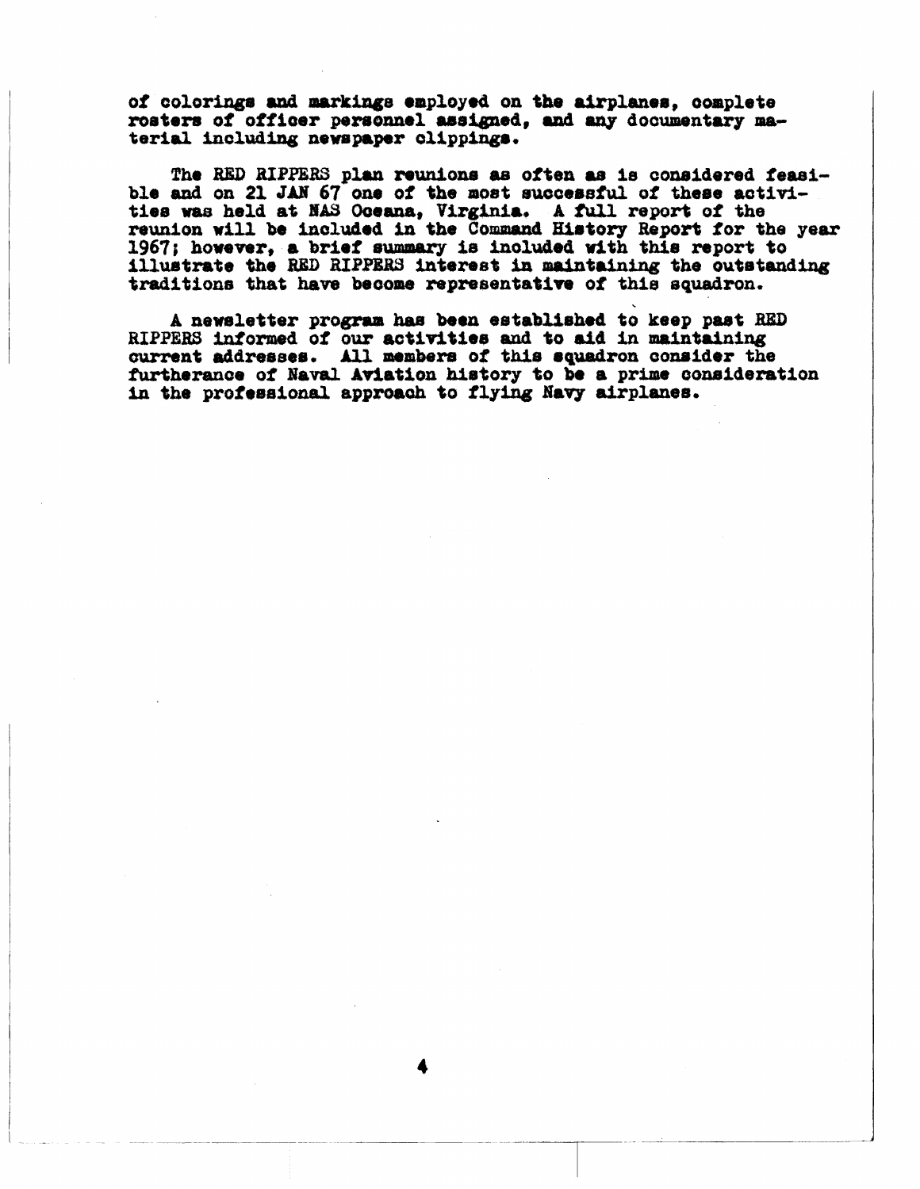of colorings and markings employed on the airplanes, complete rosters of officer personnel assigned, and any documentary material including newspaper clippings.

The RED RIPPERS plan reunions as often as is considered feasible and on 21 JAN 67 one of the most successful of these activities was held at NAS Oceana, Virginia. A full report of the reunion will be included in the Command History Report for the year 1967; however, a brief summary is included with this report to illustrate the RED RIPPERS interest in maintaining the outstanding traditions that have become representative of this squadron.

A newsletter program has been established to keep past RED RIPPERS informed of our activities and to aid in maintaining current addresses. All members of this squadron consider the furtherance of Naval Aviation history to be a prime consideration in the professional approach to flying Navy airplanes.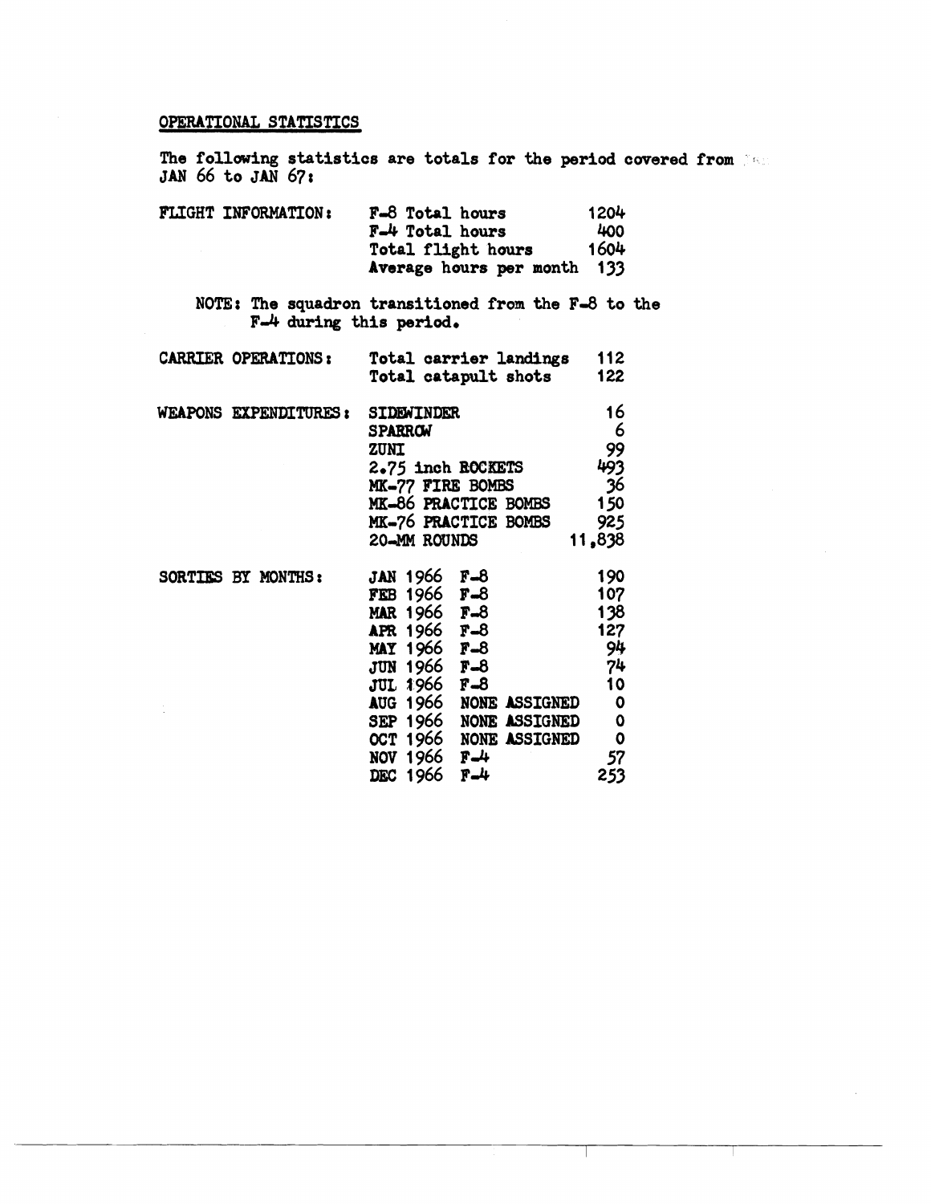## OPERATIONAL STATISTICS

The following statistics are totals for the period covered from JAN 66 to JAN 67:

| | | |
|---|---|---|
| FLIGHT INFORMATION: | F-8 Total hours | 1204 |
| | F-4 Total hours | 400 |
| | Total flight hours | 1604 |
| | Average hours per month | 133 |

NOTE: The squadron transitioned from the F-8 to the F-4 during this period.

| | | |
|---|---|---|
| CARRIER OPERATIONS: | Total carrier landings | 112 |
| | Total catapult shots | 122 |

| | | |
|---|---|---|
| WEAPONS EXPENDITURES: | SIDEWINDER | 16 |
| | SPARROW | 6 |
| | ZUNI | 99 |
| | 2.75 inch ROCKETS | 493 |
| | MK-77 FIRE BOMBS | 36 |
| | MK-86 PRACTICE BOMBS | 150 |
| | MK-76 PRACTICE BOMBS | 925 |
| | 20-MM ROUNDS | 11,838 |

| | | | |
|---|---|---|---|
| SORTIES BY MONTHS: | JAN 1966 | F-8 | 190 |
| | FEB 1966 | F-8 | 107 |
| | MAR 1966 | F-8 | 138 |
| | APR 1966 | F-8 | 127 |
| | MAY 1966 | F-8 | 94 |
| | JUN 1966 | F-8 | 74 |
| | JUL 1966 | F-8 | 10 |
| | AUG 1966 | NONE ASSIGNED | 0 |
| | SEP 1966 | NONE ASSIGNED | 0 |
| | OCT 1966 | NONE ASSIGNED | 0 |
| | NOV 1966 | F-4 | 57 |
| | DEC 1966 | F-4 | 253 |